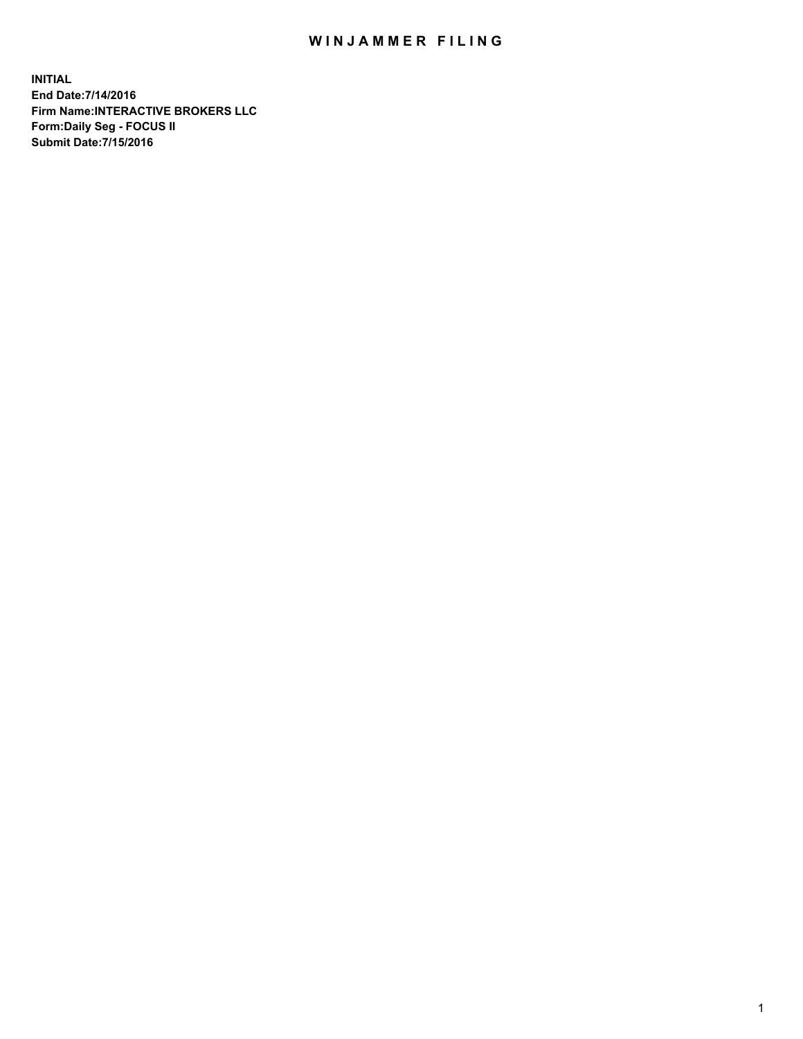# WINJAMMER FILING

**INITIAL**
**End Date:7/14/2016**
**Firm Name:INTERACTIVE BROKERS LLC**
**Form:Daily Seg - FOCUS II**
**Submit Date:7/15/2016**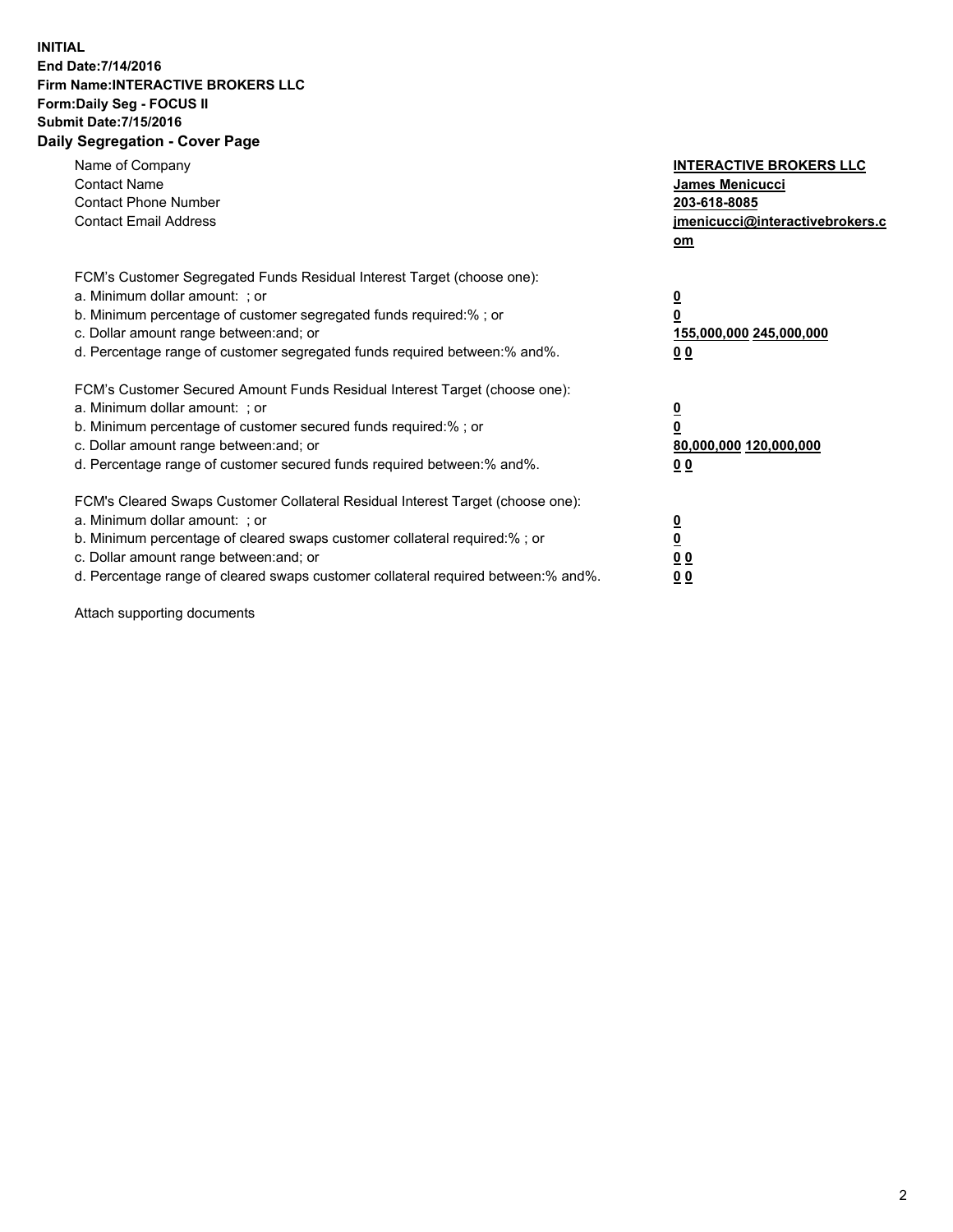**INITIAL**
**End Date:7/14/2016**
**Firm Name:INTERACTIVE BROKERS LLC**
**Form:Daily Seg - FOCUS II**
**Submit Date:7/15/2016**
**Daily Segregation - Cover Page**

| | |
|---|---|
| Name of Company | **INTERACTIVE BROKERS LLC** |
| Contact Name | **James Menicucci** |
| Contact Phone Number | **203-618-8085** |
| Contact Email Address | **jmenicucci@interactivebrokers.com** |

FCM's Customer Segregated Funds Residual Interest Target (choose one):

| | |
|---|---|
| a. Minimum dollar amount: ; or | **0** |
| b. Minimum percentage of customer segregated funds required:% ; or | **0** |
| c. Dollar amount range between:and; or | **155,000,000 245,000,000** |
| d. Percentage range of customer segregated funds required between:% and%. | **0 0** |

FCM's Customer Secured Amount Funds Residual Interest Target (choose one):

| | |
|---|---|
| a. Minimum dollar amount: ; or | **0** |
| b. Minimum percentage of customer secured funds required:% ; or | **0** |
| c. Dollar amount range between:and; or | **80,000,000 120,000,000** |
| d. Percentage range of customer secured funds required between:% and%. | **0 0** |

FCM's Cleared Swaps Customer Collateral Residual Interest Target (choose one):

| | |
|---|---|
| a. Minimum dollar amount: ; or | **0** |
| b. Minimum percentage of cleared swaps customer collateral required:% ; or | **0** |
| c. Dollar amount range between:and; or | **0 0** |
| d. Percentage range of cleared swaps customer collateral required between:% and%. | **0 0** |

Attach supporting documents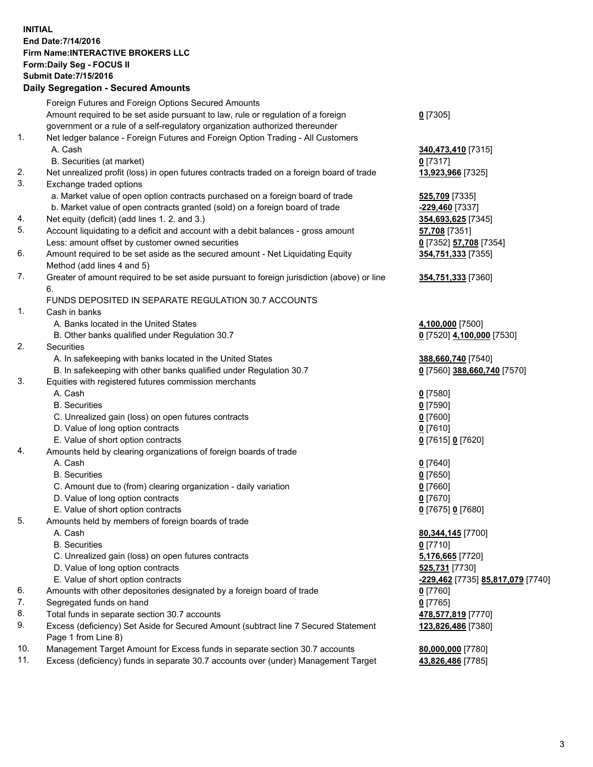**INITIAL**
**End Date:7/14/2016**
**Firm Name:INTERACTIVE BROKERS LLC**
**Form:Daily Seg - FOCUS II**
**Submit Date:7/15/2016**
**Daily Segregation - Secured Amounts**

| | | |
|---|---|---|
| | Foreign Futures and Foreign Options Secured Amounts | |
| | Amount required to be set aside pursuant to law, rule or regulation of a foreign government or a rule of a self-regulatory organization authorized thereunder | 0 [7305] |
| 1. | Net ledger balance - Foreign Futures and Foreign Option Trading - All Customers | |
| | A. Cash | 340,473,410 [7315] |
| | B. Securities (at market) | 0 [7317] |
| 2. | Net unrealized profit (loss) in open futures contracts traded on a foreign board of trade | 13,923,966 [7325] |
| 3. | Exchange traded options | |
| | a. Market value of open option contracts purchased on a foreign board of trade | 525,709 [7335] |
| | b. Market value of open contracts granted (sold) on a foreign board of trade | -229,460 [7337] |
| 4. | Net equity (deficit) (add lines 1. 2. and 3.) | 354,693,625 [7345] |
| 5. | Account liquidating to a deficit and account with a debit balances - gross amount | 57,708 [7351] |
| | Less: amount offset by customer owned securities | 0 [7352] 57,708 [7354] |
| 6. | Amount required to be set aside as the secured amount - Net Liquidating Equity Method (add lines 4 and 5) | 354,751,333 [7355] |
| 7. | Greater of amount required to be set aside pursuant to foreign jurisdiction (above) or line 6. | 354,751,333 [7360] |
| | FUNDS DEPOSITED IN SEPARATE REGULATION 30.7 ACCOUNTS | |
| 1. | Cash in banks | |
| | A. Banks located in the United States | 4,100,000 [7500] |
| | B. Other banks qualified under Regulation 30.7 | 0 [7520] 4,100,000 [7530] |
| 2. | Securities | |
| | A. In safekeeping with banks located in the United States | 388,660,740 [7540] |
| | B. In safekeeping with other banks qualified under Regulation 30.7 | 0 [7560] 388,660,740 [7570] |
| 3. | Equities with registered futures commission merchants | |
| | A. Cash | 0 [7580] |
| | B. Securities | 0 [7590] |
| | C. Unrealized gain (loss) on open futures contracts | 0 [7600] |
| | D. Value of long option contracts | 0 [7610] |
| | E. Value of short option contracts | 0 [7615] 0 [7620] |
| 4. | Amounts held by clearing organizations of foreign boards of trade | |
| | A. Cash | 0 [7640] |
| | B. Securities | 0 [7650] |
| | C. Amount due to (from) clearing organization - daily variation | 0 [7660] |
| | D. Value of long option contracts | 0 [7670] |
| | E. Value of short option contracts | 0 [7675] 0 [7680] |
| 5. | Amounts held by members of foreign boards of trade | |
| | A. Cash | 80,344,145 [7700] |
| | B. Securities | 0 [7710] |
| | C. Unrealized gain (loss) on open futures contracts | 5,176,665 [7720] |
| | D. Value of long option contracts | 525,731 [7730] |
| | E. Value of short option contracts | -229,462 [7735] 85,817,079 [7740] |
| 6. | Amounts with other depositories designated by a foreign board of trade | 0 [7760] |
| 7. | Segregated funds on hand | 0 [7765] |
| 8. | Total funds in separate section 30.7 accounts | 478,577,819 [7770] |
| 9. | Excess (deficiency) Set Aside for Secured Amount (subtract line 7 Secured Statement Page 1 from Line 8) | 123,826,486 [7380] |
| 10. | Management Target Amount for Excess funds in separate section 30.7 accounts | 80,000,000 [7780] |
| 11. | Excess (deficiency) funds in separate 30.7 accounts over (under) Management Target | 43,826,486 [7785] |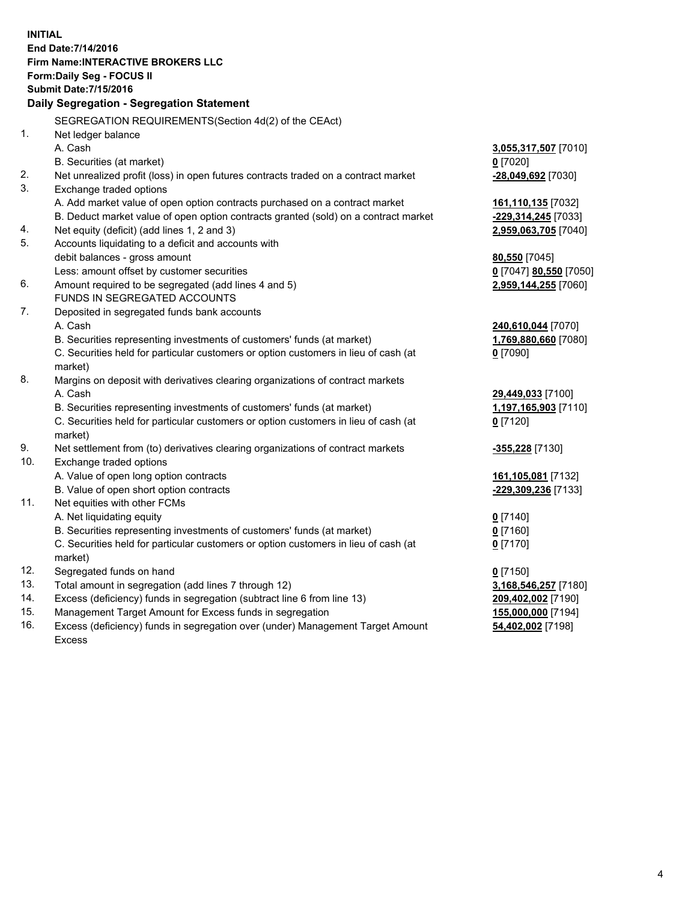**INITIAL**
**End Date:7/14/2016**
**Firm Name:INTERACTIVE BROKERS LLC**
**Form:Daily Seg - FOCUS II**
**Submit Date:7/15/2016**

## Daily Segregation - Segregation Statement

| | | |
|---|---|---|
| | SEGREGATION REQUIREMENTS(Section 4d(2) of the CEAct) | |
| 1. | Net ledger balance | |
| | A. Cash | **3,055,317,507** [7010] |
| | B. Securities (at market) | **0** [7020] |
| 2. | Net unrealized profit (loss) in open futures contracts traded on a contract market | **-28,049,692** [7030] |
| 3. | Exchange traded options | |
| | A. Add market value of open option contracts purchased on a contract market | **161,110,135** [7032] |
| | B. Deduct market value of open option contracts granted (sold) on a contract market | **-229,314,245** [7033] |
| 4. | Net equity (deficit) (add lines 1, 2 and 3) | **2,959,063,705** [7040] |
| 5. | Accounts liquidating to a deficit and accounts with debit balances - gross amount | **80,550** [7045] |
| | Less: amount offset by customer securities | **0** [7047] **80,550** [7050] |
| 6. | Amount required to be segregated (add lines 4 and 5) | **2,959,144,255** [7060] |
| | FUNDS IN SEGREGATED ACCOUNTS | |
| 7. | Deposited in segregated funds bank accounts | |
| | A. Cash | **240,610,044** [7070] |
| | B. Securities representing investments of customers' funds (at market) | **1,769,880,660** [7080] |
| | C. Securities held for particular customers or option customers in lieu of cash (at market) | **0** [7090] |
| 8. | Margins on deposit with derivatives clearing organizations of contract markets | |
| | A. Cash | **29,449,033** [7100] |
| | B. Securities representing investments of customers' funds (at market) | **1,197,165,903** [7110] |
| | C. Securities held for particular customers or option customers in lieu of cash (at market) | **0** [7120] |
| 9. | Net settlement from (to) derivatives clearing organizations of contract markets | **-355,228** [7130] |
| 10. | Exchange traded options | |
| | A. Value of open long option contracts | **161,105,081** [7132] |
| | B. Value of open short option contracts | **-229,309,236** [7133] |
| 11. | Net equities with other FCMs | |
| | A. Net liquidating equity | **0** [7140] |
| | B. Securities representing investments of customers' funds (at market) | **0** [7160] |
| | C. Securities held for particular customers or option customers in lieu of cash (at market) | **0** [7170] |
| 12. | Segregated funds on hand | **0** [7150] |
| 13. | Total amount in segregation (add lines 7 through 12) | **3,168,546,257** [7180] |
| 14. | Excess (deficiency) funds in segregation (subtract line 6 from line 13) | **209,402,002** [7190] |
| 15. | Management Target Amount for Excess funds in segregation | **155,000,000** [7194] |
| 16. | Excess (deficiency) funds in segregation over (under) Management Target Amount Excess | **54,402,002** [7198] |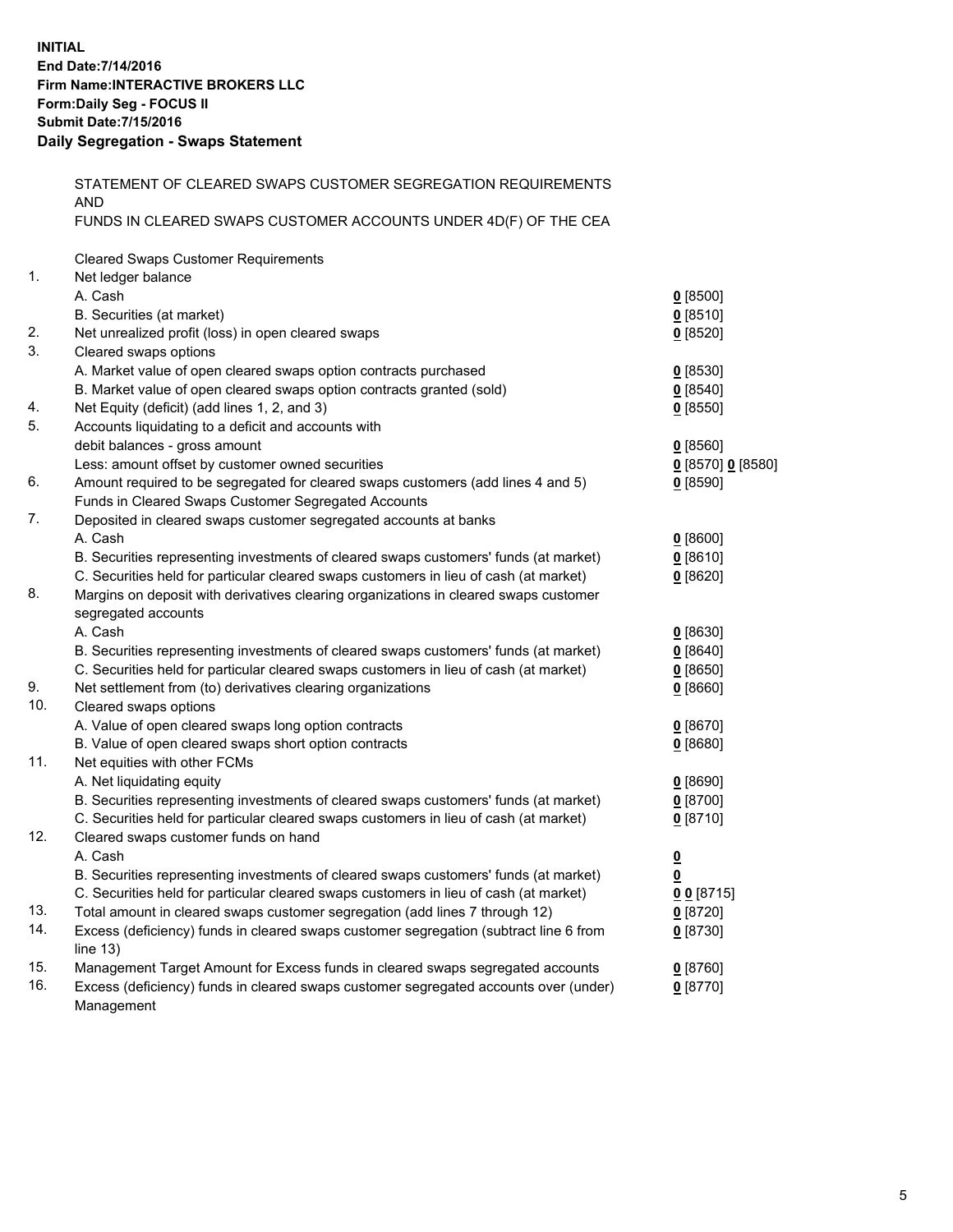**INITIAL**
**End Date:7/14/2016**
**Firm Name:INTERACTIVE BROKERS LLC**
**Form:Daily Seg - FOCUS II**
**Submit Date:7/15/2016**
**Daily Segregation - Swaps Statement**

STATEMENT OF CLEARED SWAPS CUSTOMER SEGREGATION REQUIREMENTS AND FUNDS IN CLEARED SWAPS CUSTOMER ACCOUNTS UNDER 4D(F) OF THE CEA

| | | |
|---|---|---|
| | Cleared Swaps Customer Requirements | |
| 1. | Net ledger balance | |
| | A. Cash | 0 [8500] |
| | B. Securities (at market) | 0 [8510] |
| 2. | Net unrealized profit (loss) in open cleared swaps | 0 [8520] |
| 3. | Cleared swaps options | |
| | A. Market value of open cleared swaps option contracts purchased | 0 [8530] |
| | B. Market value of open cleared swaps option contracts granted (sold) | 0 [8540] |
| 4. | Net Equity (deficit) (add lines 1, 2, and 3) | 0 [8550] |
| 5. | Accounts liquidating to a deficit and accounts with debit balances - gross amount | 0 [8560] |
| | Less: amount offset by customer owned securities | 0 [8570] 0 [8580] |
| 6. | Amount required to be segregated for cleared swaps customers (add lines 4 and 5) | 0 [8590] |
| | Funds in Cleared Swaps Customer Segregated Accounts | |
| 7. | Deposited in cleared swaps customer segregated accounts at banks | |
| | A. Cash | 0 [8600] |
| | B. Securities representing investments of cleared swaps customers' funds (at market) | 0 [8610] |
| | C. Securities held for particular cleared swaps customers in lieu of cash (at market) | 0 [8620] |
| 8. | Margins on deposit with derivatives clearing organizations in cleared swaps customer segregated accounts | |
| | A. Cash | 0 [8630] |
| | B. Securities representing investments of cleared swaps customers' funds (at market) | 0 [8640] |
| | C. Securities held for particular cleared swaps customers in lieu of cash (at market) | 0 [8650] |
| 9. | Net settlement from (to) derivatives clearing organizations | 0 [8660] |
| 10. | Cleared swaps options | |
| | A. Value of open cleared swaps long option contracts | 0 [8670] |
| | B. Value of open cleared swaps short option contracts | 0 [8680] |
| 11. | Net equities with other FCMs | |
| | A. Net liquidating equity | 0 [8690] |
| | B. Securities representing investments of cleared swaps customers' funds (at market) | 0 [8700] |
| | C. Securities held for particular cleared swaps customers in lieu of cash (at market) | 0 [8710] |
| 12. | Cleared swaps customer funds on hand | |
| | A. Cash | 0 |
| | B. Securities representing investments of cleared swaps customers' funds (at market) | 0 |
| | C. Securities held for particular cleared swaps customers in lieu of cash (at market) | 0 0 [8715] |
| 13. | Total amount in cleared swaps customer segregation (add lines 7 through 12) | 0 [8720] |
| 14. | Excess (deficiency) funds in cleared swaps customer segregation (subtract line 6 from line 13) | 0 [8730] |
| 15. | Management Target Amount for Excess funds in cleared swaps segregated accounts | 0 [8760] |
| 16. | Excess (deficiency) funds in cleared swaps customer segregated accounts over (under) Management | 0 [8770] |